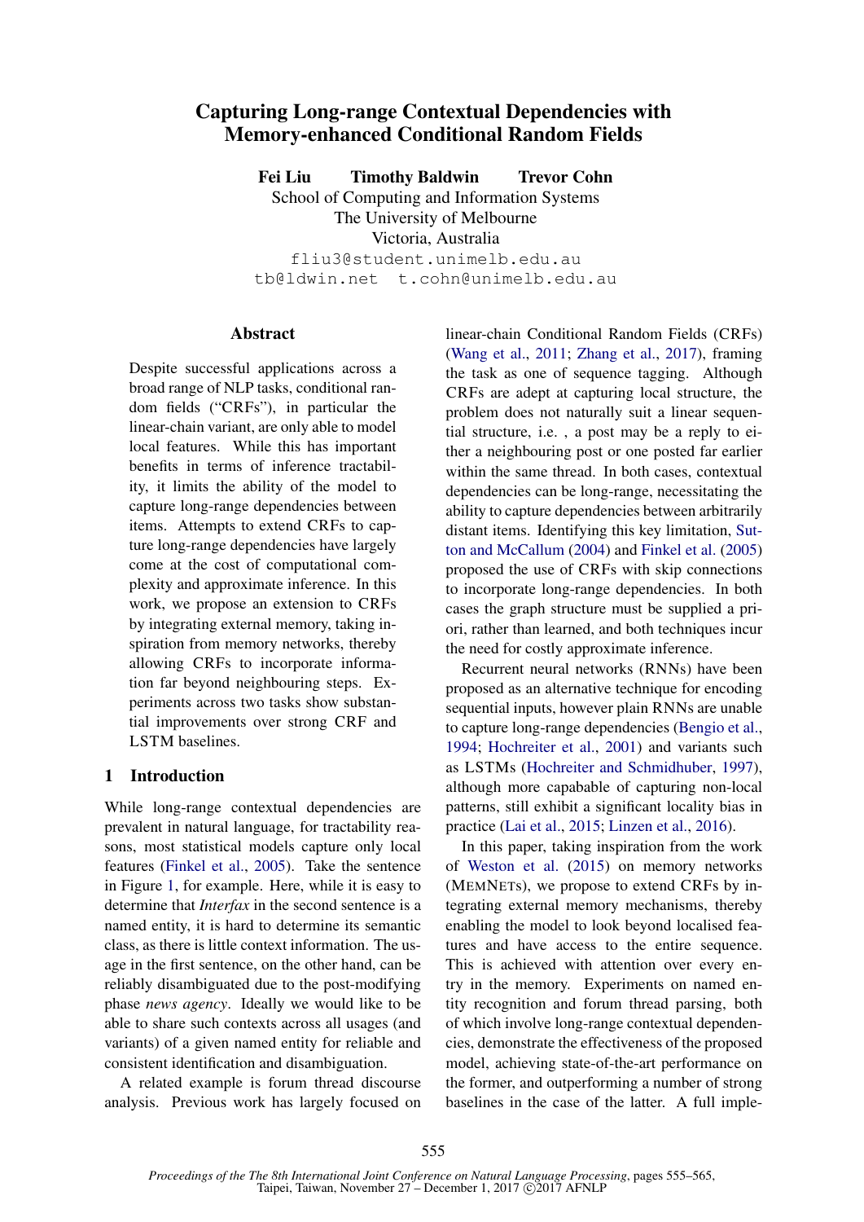# Capturing Long-range Contextual Dependencies with Memory-enhanced Conditional Random Fields

**Fei Liu   Timothy Baldwin   Trevor Cohn**

School of Computing and Information Systems
The University of Melbourne
Victoria, Australia

fliu3@student.unimelb.edu.au
tb@ldwin.net   t.cohn@unimelb.edu.au

## Abstract

Despite successful applications across a broad range of NLP tasks, conditional random fields ("CRFs"), in particular the linear-chain variant, are only able to model local features. While this has important benefits in terms of inference tractability, it limits the ability of the model to capture long-range dependencies between items. Attempts to extend CRFs to capture long-range dependencies have largely come at the cost of computational complexity and approximate inference. In this work, we propose an extension to CRFs by integrating external memory, taking inspiration from memory networks, thereby allowing CRFs to incorporate information far beyond neighbouring steps. Experiments across two tasks show substantial improvements over strong CRF and LSTM baselines.

## 1 Introduction

While long-range contextual dependencies are prevalent in natural language, for tractability reasons, most statistical models capture only local features (Finkel et al., 2005). Take the sentence in Figure 1, for example. Here, while it is easy to determine that *Interfax* in the second sentence is a named entity, it is hard to determine its semantic class, as there is little context information. The usage in the first sentence, on the other hand, can be reliably disambiguated due to the post-modifying phase *news agency*. Ideally we would like to be able to share such contexts across all usages (and variants) of a given named entity for reliable and consistent identification and disambiguation.

A related example is forum thread discourse analysis. Previous work has largely focused on linear-chain Conditional Random Fields (CRFs) (Wang et al., 2011; Zhang et al., 2017), framing the task as one of sequence tagging. Although CRFs are adept at capturing local structure, the problem does not naturally suit a linear sequential structure, i.e. , a post may be a reply to either a neighbouring post or one posted far earlier within the same thread. In both cases, contextual dependencies can be long-range, necessitating the ability to capture dependencies between arbitrarily distant items. Identifying this key limitation, Sutton and McCallum (2004) and Finkel et al. (2005) proposed the use of CRFs with skip connections to incorporate long-range dependencies. In both cases the graph structure must be supplied a priori, rather than learned, and both techniques incur the need for costly approximate inference.

Recurrent neural networks (RNNs) have been proposed as an alternative technique for encoding sequential inputs, however plain RNNs are unable to capture long-range dependencies (Bengio et al., 1994; Hochreiter et al., 2001) and variants such as LSTMs (Hochreiter and Schmidhuber, 1997), although more capable of capturing non-local patterns, still exhibit a significant locality bias in practice (Lai et al., 2015; Linzen et al., 2016).

In this paper, taking inspiration from the work of Weston et al. (2015) on memory networks (MEMNETs), we propose to extend CRFs by integrating external memory mechanisms, thereby enabling the model to look beyond localised features and have access to the entire sequence. This is achieved with attention over every entry in the memory. Experiments on named entity recognition and forum thread parsing, both of which involve long-range contextual dependencies, demonstrate the effectiveness of the proposed model, achieving state-of-the-art performance on the former, and outperforming a number of strong baselines in the case of the latter. A full imple-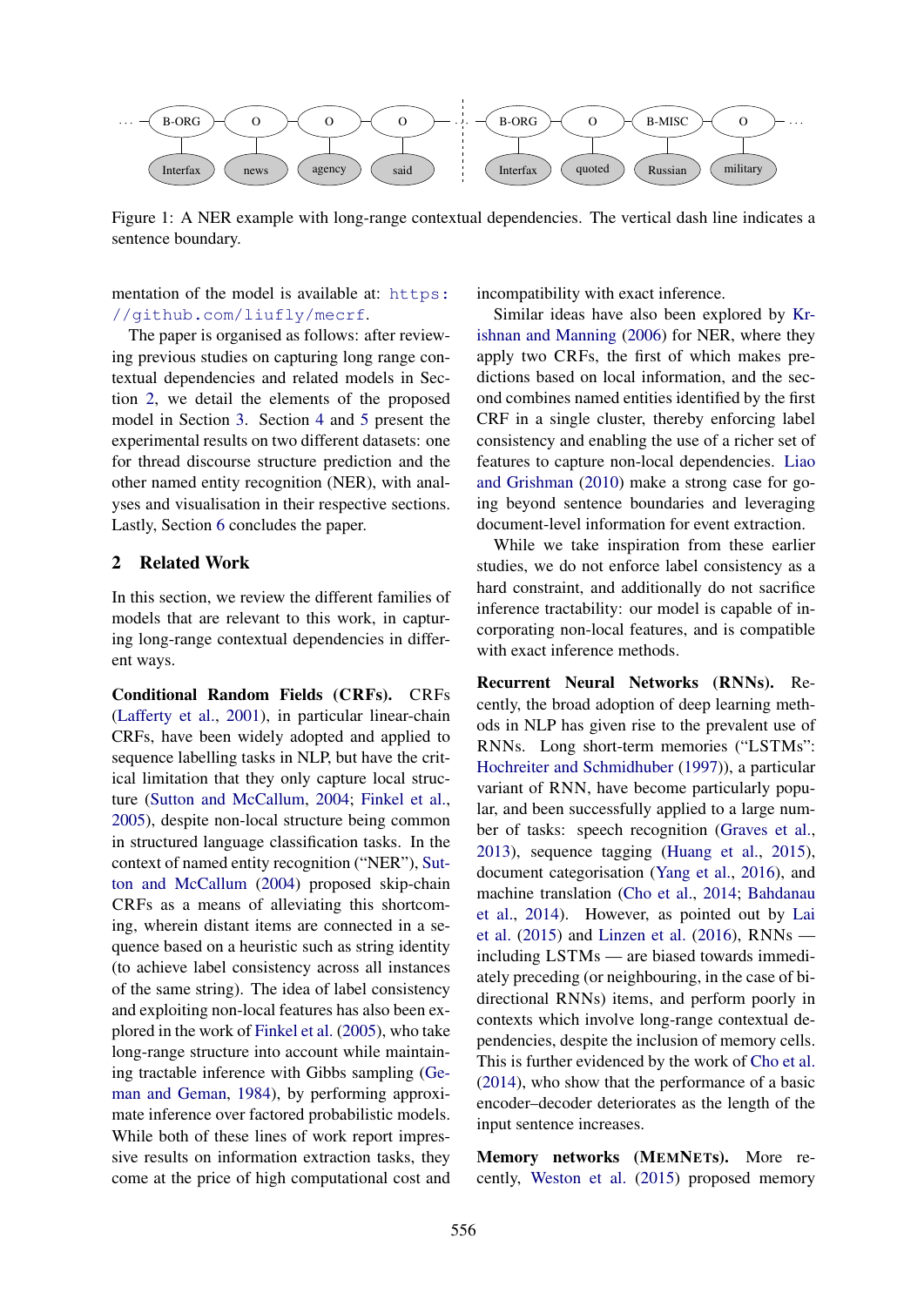Figure 1: A NER example with long-range contextual dependencies. The vertical dash line indicates a sentence boundary.

mentation of the model is available at: https://github.com/liufly/mecrf.

The paper is organised as follows: after reviewing previous studies on capturing long range contextual dependencies and related models in Section 2, we detail the elements of the proposed model in Section 3. Section 4 and 5 present the experimental results on two different datasets: one for thread discourse structure prediction and the other named entity recognition (NER), with analyses and visualisation in their respective sections. Lastly, Section 6 concludes the paper.

## 2 Related Work

In this section, we review the different families of models that are relevant to this work, in capturing long-range contextual dependencies in different ways.

**Conditional Random Fields (CRFs).** CRFs (Lafferty et al., 2001), in particular linear-chain CRFs, have been widely adopted and applied to sequence labelling tasks in NLP, but have the critical limitation that they only capture local structure (Sutton and McCallum, 2004; Finkel et al., 2005), despite non-local structure being common in structured language classification tasks. In the context of named entity recognition ("NER"), Sutton and McCallum (2004) proposed skip-chain CRFs as a means of alleviating this shortcoming, wherein distant items are connected in a sequence based on a heuristic such as string identity (to achieve label consistency across all instances of the same string). The idea of label consistency and exploiting non-local features has also been explored in the work of Finkel et al. (2005), who take long-range structure into account while maintaining tractable inference with Gibbs sampling (Geman and Geman, 1984), by performing approximate inference over factored probabilistic models. While both of these lines of work report impressive results on information extraction tasks, they come at the price of high computational cost and incompatibility with exact inference.

Similar ideas have also been explored by Krishnan and Manning (2006) for NER, where they apply two CRFs, the first of which makes predictions based on local information, and the second combines named entities identified by the first CRF in a single cluster, thereby enforcing label consistency and enabling the use of a richer set of features to capture non-local dependencies. Liao and Grishman (2010) make a strong case for going beyond sentence boundaries and leveraging document-level information for event extraction.

While we take inspiration from these earlier studies, we do not enforce label consistency as a hard constraint, and additionally do not sacrifice inference tractability: our model is capable of incorporating non-local features, and is compatible with exact inference methods.

**Recurrent Neural Networks (RNNs).** Recently, the broad adoption of deep learning methods in NLP has given rise to the prevalent use of RNNs. Long short-term memories ("LSTMs": Hochreiter and Schmidhuber (1997)), a particular variant of RNN, have become particularly popular, and been successfully applied to a large number of tasks: speech recognition (Graves et al., 2013), sequence tagging (Huang et al., 2015), document categorisation (Yang et al., 2016), and machine translation (Cho et al., 2014; Bahdanau et al., 2014). However, as pointed out by Lai et al. (2015) and Linzen et al. (2016), RNNs — including LSTMs — are biased towards immediately preceding (or neighbouring, in the case of bidirectional RNNs) items, and perform poorly in contexts which involve long-range contextual dependencies, despite the inclusion of memory cells. This is further evidenced by the work of Cho et al. (2014), who show that the performance of a basic encoder–decoder deteriorates as the length of the input sentence increases.

**Memory networks (MEMNETS).** More recently, Weston et al. (2015) proposed memory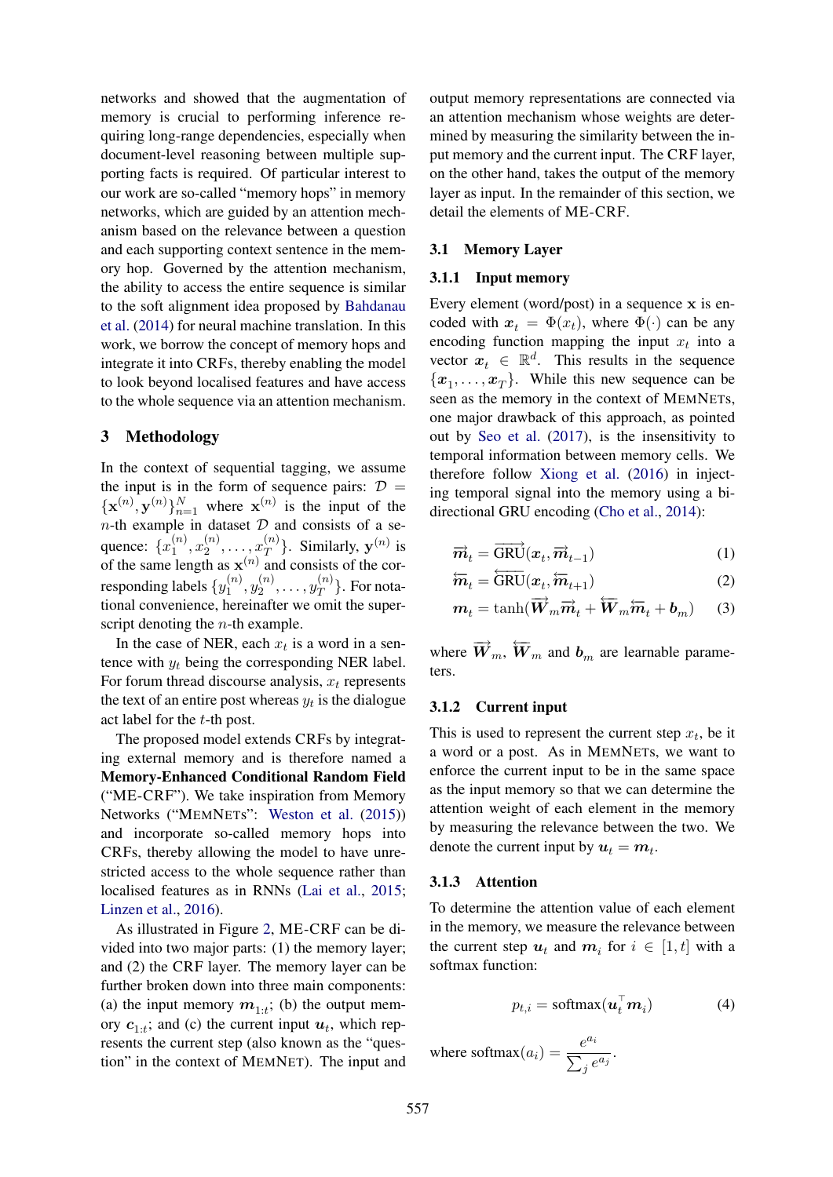networks and showed that the augmentation of memory is crucial to performing inference requiring long-range dependencies, especially when document-level reasoning between multiple supporting facts is required. Of particular interest to our work are so-called "memory hops" in memory networks, which are guided by an attention mechanism based on the relevance between a question and each supporting context sentence in the memory hop. Governed by the attention mechanism, the ability to access the entire sequence is similar to the soft alignment idea proposed by Bahdanau et al. (2014) for neural machine translation. In this work, we borrow the concept of memory hops and integrate it into CRFs, thereby enabling the model to look beyond localised features and have access to the whole sequence via an attention mechanism.

## 3 Methodology

In the context of sequential tagging, we assume the input is in the form of sequence pairs: $\mathcal{D} = \{\mathbf{x}^{(n)}, \mathbf{y}^{(n)}\}_{n=1}^{N}$ where $\mathbf{x}^{(n)}$ is the input of the $n$-th example in dataset $\mathcal{D}$ and consists of a sequence: $\{x_1^{(n)}, x_2^{(n)}, \ldots, x_T^{(n)}\}$. Similarly, $\mathbf{y}^{(n)}$ is of the same length as $\mathbf{x}^{(n)}$ and consists of the corresponding labels $\{y_1^{(n)}, y_2^{(n)}, \ldots, y_T^{(n)}\}$. For notational convenience, hereinafter we omit the superscript denoting the $n$-th example.

In the case of NER, each $x_t$ is a word in a sentence with $y_t$ being the corresponding NER label. For forum thread discourse analysis, $x_t$ represents the text of an entire post whereas $y_t$ is the dialogue act label for the $t$-th post.

The proposed model extends CRFs by integrating external memory and is therefore named a **Memory-Enhanced Conditional Random Field** ("ME-CRF"). We take inspiration from Memory Networks ("MEMNETs": Weston et al. (2015)) and incorporate so-called memory hops into CRFs, thereby allowing the model to have unrestricted access to the whole sequence rather than localised features as in RNNs (Lai et al., 2015; Linzen et al., 2016).

As illustrated in Figure 2, ME-CRF can be divided into two major parts: (1) the memory layer; and (2) the CRF layer. The memory layer can be further broken down into three main components: (a) the input memory $\boldsymbol{m}_{1:t}$; (b) the output memory $\boldsymbol{c}_{1:t}$; and (c) the current input $\boldsymbol{u}_t$, which represents the current step (also known as the "question" in the context of MEMNET). The input and output memory representations are connected via an attention mechanism whose weights are determined by measuring the similarity between the input memory and the current input. The CRF layer, on the other hand, takes the output of the memory layer as input. In the remainder of this section, we detail the elements of ME-CRF.

### 3.1 Memory Layer

#### 3.1.1 Input memory

Every element (word/post) in a sequence $\mathbf{x}$ is encoded with $\boldsymbol{x}_t = \Phi(x_t)$, where $\Phi(\cdot)$ can be any encoding function mapping the input $x_t$ into a vector $\boldsymbol{x}_t \in \mathbb{R}^d$. This results in the sequence $\{\boldsymbol{x}_1, \ldots, \boldsymbol{x}_T\}$. While this new sequence can be seen as the memory in the context of MEMNETs, one major drawback of this approach, as pointed out by Seo et al. (2017), is the insensitivity to temporal information between memory cells. We therefore follow Xiong et al. (2016) in injecting temporal signal into the memory using a bi-directional GRU encoding (Cho et al., 2014):

$$\overrightarrow{\boldsymbol{m}}_t = \overrightarrow{\text{GRU}}(\boldsymbol{x}_t, \overrightarrow{\boldsymbol{m}}_{t-1}) \tag{1}$$

$$\overleftarrow{\boldsymbol{m}}_t = \overleftarrow{\text{GRU}}(\boldsymbol{x}_t, \overleftarrow{\boldsymbol{m}}_{t+1}) \tag{2}$$

$$\boldsymbol{m}_t = \tanh(\overrightarrow{\boldsymbol{W}}_m \overrightarrow{\boldsymbol{m}}_t + \overleftarrow{\boldsymbol{W}}_m \overleftarrow{\boldsymbol{m}}_t + \boldsymbol{b}_m) \tag{3}$$

where $\overrightarrow{\boldsymbol{W}}_m$, $\overleftarrow{\boldsymbol{W}}_m$ and $\boldsymbol{b}_m$ are learnable parameters.

#### 3.1.2 Current input

This is used to represent the current step $x_t$, be it a word or a post. As in MEMNETs, we want to enforce the current input to be in the same space as the input memory so that we can determine the attention weight of each element in the memory by measuring the relevance between the two. We denote the current input by $\boldsymbol{u}_t = \boldsymbol{m}_t$.

#### 3.1.3 Attention

To determine the attention value of each element in the memory, we measure the relevance between the current step $\boldsymbol{u}_t$ and $\boldsymbol{m}_i$ for $i \in [1, t]$ with a softmax function:

$$p_{t,i} = \text{softmax}(\boldsymbol{u}_t^\top \boldsymbol{m}_i) \tag{4}$$

where $\text{softmax}(a_i) = \frac{e^{a_i}}{\sum_j e^{a_j}}$.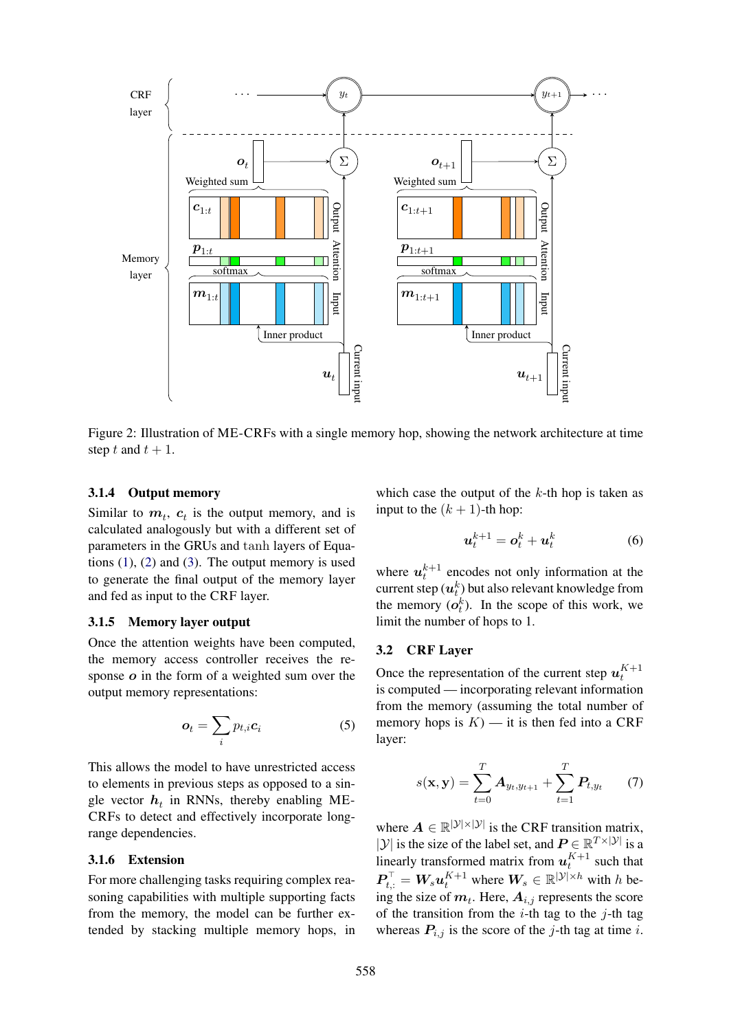Figure 2: Illustration of ME-CRFs with a single memory hop, showing the network architecture at time step $t$ and $t+1$.

#### 3.1.4 Output memory

Similar to $\boldsymbol{m}_t$, $\boldsymbol{c}_t$ is the output memory, and is calculated analogously but with a different set of parameters in the GRUs and tanh layers of Equations (1), (2) and (3). The output memory is used to generate the final output of the memory layer and fed as input to the CRF layer.

#### 3.1.5 Memory layer output

Once the attention weights have been computed, the memory access controller receives the response $\boldsymbol{o}$ in the form of a weighted sum over the output memory representations:

$$\boldsymbol{o}_t = \sum_i p_{t,i} \boldsymbol{c}_i \tag{5}$$

This allows the model to have unrestricted access to elements in previous steps as opposed to a single vector $\boldsymbol{h}_t$ in RNNs, thereby enabling ME-CRFs to detect and effectively incorporate long-range dependencies.

#### 3.1.6 Extension

For more challenging tasks requiring complex reasoning capabilities with multiple supporting facts from the memory, the model can be further extended by stacking multiple memory hops, in which case the output of the $k$-th hop is taken as input to the $(k+1)$-th hop:

$$\boldsymbol{u}_t^{k+1} = \boldsymbol{o}_t^k + \boldsymbol{u}_t^k \tag{6}$$

where $\boldsymbol{u}_t^{k+1}$ encodes not only information at the current step ($\boldsymbol{u}_t^k$) but also relevant knowledge from the memory ($\boldsymbol{o}_t^k$). In the scope of this work, we limit the number of hops to 1.

### 3.2 CRF Layer

Once the representation of the current step $\boldsymbol{u}_t^{K+1}$ is computed — incorporating relevant information from the memory (assuming the total number of memory hops is $K$) — it is then fed into a CRF layer:

$$s(\mathbf{x}, \mathbf{y}) = \sum_{t=0}^{T} \boldsymbol{A}_{y_t, y_{t+1}} + \sum_{t=1}^{T} \boldsymbol{P}_{t, y_t} \tag{7}$$

where $\boldsymbol{A} \in \mathbb{R}^{|\mathcal{Y}| \times |\mathcal{Y}|}$ is the CRF transition matrix, $|\mathcal{Y}|$ is the size of the label set, and $\boldsymbol{P} \in \mathbb{R}^{T \times |\mathcal{Y}|}$ is a linearly transformed matrix from $\boldsymbol{u}_t^{K+1}$ such that $\boldsymbol{P}_{t,:}^{\top} = \boldsymbol{W}_s \boldsymbol{u}_t^{K+1}$ where $\boldsymbol{W}_s \in \mathbb{R}^{|\mathcal{Y}| \times h}$ with $h$ being the size of $\boldsymbol{m}_t$. Here, $\boldsymbol{A}_{i,j}$ represents the score of the transition from the $i$-th tag to the $j$-th tag whereas $\boldsymbol{P}_{i,j}$ is the score of the $j$-th tag at time $i$.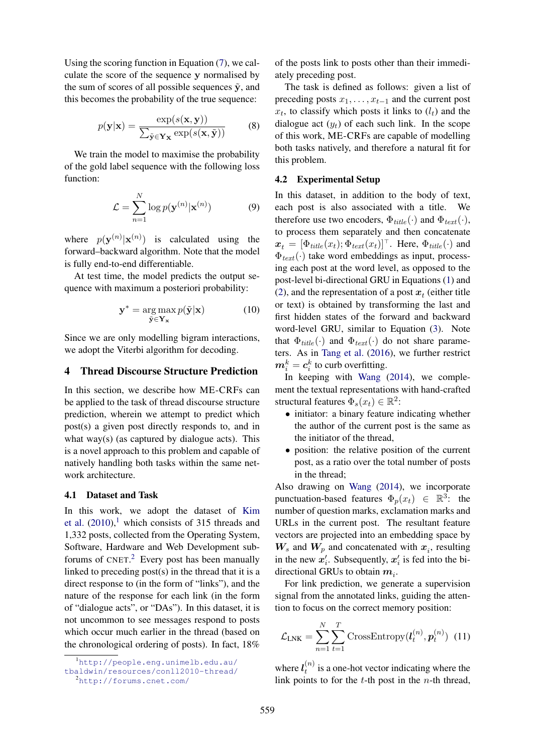Using the scoring function in Equation (7), we calculate the score of the sequence $\mathbf{y}$ normalised by the sum of scores of all possible sequences $\tilde{\mathbf{y}}$, and this becomes the probability of the true sequence:

$$p(\mathbf{y}|\mathbf{x}) = \frac{\exp(s(\mathbf{x}, \mathbf{y}))}{\sum_{\tilde{\mathbf{y}} \in \mathbf{Y_x}} \exp(s(\mathbf{x}, \tilde{\mathbf{y}}))} \quad (8)$$

We train the model to maximise the probability of the gold label sequence with the following loss function:

$$\mathcal{L} = \sum_{n=1}^{N} \log p(\mathbf{y}^{(n)}|\mathbf{x}^{(n)}) \quad (9)$$

where $p(\mathbf{y}^{(n)}|\mathbf{x}^{(n)})$ is calculated using the forward–backward algorithm. Note that the model is fully end-to-end differentiable.

At test time, the model predicts the output sequence with maximum a posteriori probability:

$$\mathbf{y}^* = \arg\max_{\tilde{\mathbf{y}} \in \mathbf{Y_x}} p(\tilde{\mathbf{y}}|\mathbf{x}) \quad (10)$$

Since we are only modelling bigram interactions, we adopt the Viterbi algorithm for decoding.

## 4 Thread Discourse Structure Prediction

In this section, we describe how ME-CRFs can be applied to the task of thread discourse structure prediction, wherein we attempt to predict which post(s) a given post directly responds to, and in what way(s) (as captured by dialogue acts). This is a novel approach to this problem and capable of natively handling both tasks within the same network architecture.

### 4.1 Dataset and Task

In this work, we adopt the dataset of Kim et al. (2010),[1] which consists of 315 threads and 1,332 posts, collected from the Operating System, Software, Hardware and Web Development subforums of CNET.[2] Every post has been manually linked to preceding post(s) in the thread that it is a direct response to (in the form of "links"), and the nature of the response for each link (in the form of "dialogue acts", or "DAs"). In this dataset, it is not uncommon to see messages respond to posts which occur much earlier in the thread (based on the chronological ordering of posts). In fact, 18% of the posts link to posts other than their immediately preceding post.

The task is defined as follows: given a list of preceding posts $x_1, \ldots, x_{t-1}$ and the current post $x_t$, to classify which posts it links to ($l_t$) and the dialogue act ($y_t$) of each such link. In the scope of this work, ME-CRFs are capable of modelling both tasks natively, and therefore a natural fit for this problem.

### 4.2 Experimental Setup

In this dataset, in addition to the body of text, each post is also associated with a title. We therefore use two encoders, $\Phi_{title}(\cdot)$ and $\Phi_{text}(\cdot)$, to process them separately and then concatenate $\boldsymbol{x}_t = [\Phi_{title}(x_t); \Phi_{text}(x_t)]^\top$. Here, $\Phi_{title}(\cdot)$ and $\Phi_{text}(\cdot)$ take word embeddings as input, processing each post at the word level, as opposed to the post-level bi-directional GRU in Equations (1) and (2), and the representation of a post $\boldsymbol{x}_t$ (either title or text) is obtained by transforming the last and first hidden states of the forward and backward word-level GRU, similar to Equation (3). Note that $\Phi_{title}(\cdot)$ and $\Phi_{text}(\cdot)$ do not share parameters. As in Tang et al. (2016), we further restrict $\boldsymbol{m}_i^k = \boldsymbol{c}_i^k$ to curb overfitting.

In keeping with Wang (2014), we complement the textual representations with hand-crafted structural features $\Phi_s(x_t) \in \mathbb{R}^2$:

- initiator: a binary feature indicating whether the author of the current post is the same as the initiator of the thread,
- position: the relative position of the current post, as a ratio over the total number of posts in the thread;

Also drawing on Wang (2014), we incorporate punctuation-based features $\Phi_p(x_t) \in \mathbb{R}^3$: the number of question marks, exclamation marks and URLs in the current post. The resultant feature vectors are projected into an embedding space by $\boldsymbol{W}_s$ and $\boldsymbol{W}_p$ and concatenated with $\boldsymbol{x}_i$, resulting in the new $\boldsymbol{x}'_i$. Subsequently, $\boldsymbol{x}'_i$ is fed into the bi-directional GRUs to obtain $\boldsymbol{m}_i$.

For link prediction, we generate a supervision signal from the annotated links, guiding the attention to focus on the correct memory position:

$$\mathcal{L}_{\text{LNK}} = \sum_{n=1}^{N} \sum_{t=1}^{T} \text{CrossEntropy}(\boldsymbol{l}_t^{(n)}, \boldsymbol{p}_t^{(n)}) \quad (11)$$

where $\boldsymbol{l}_t^{(n)}$ is a one-hot vector indicating where the link points to for the $t$-th post in the $n$-th thread,

[1] http://people.eng.unimelb.edu.au/tbaldwin/resources/conll2010-thread/

[2] http://forums.cnet.com/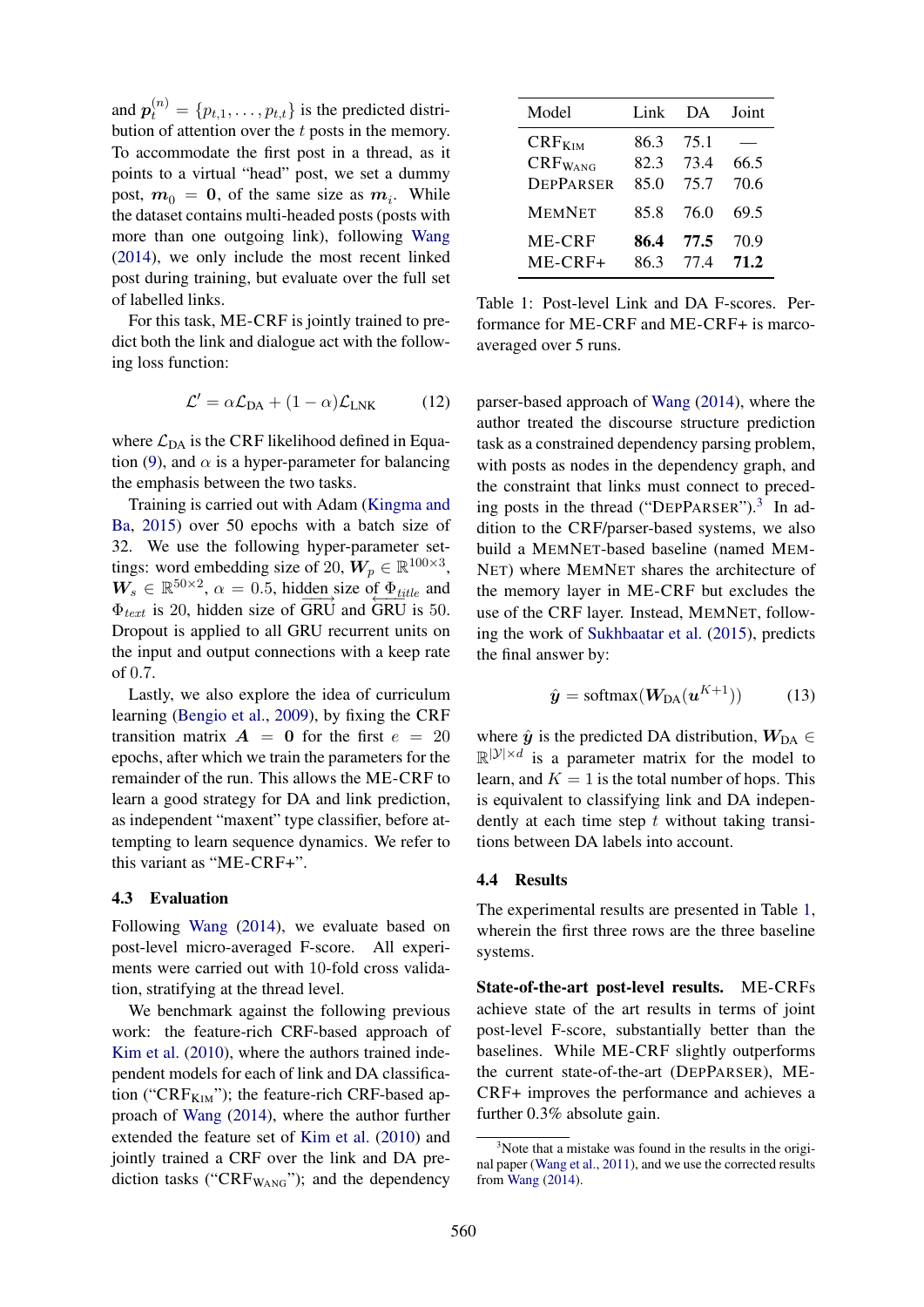and $\boldsymbol{p}_t^{(n)} = \{p_{t,1}, \ldots, p_{t,t}\}$ is the predicted distribution of attention over the $t$ posts in the memory. To accommodate the first post in a thread, as it points to a virtual "head" post, we set a dummy post, $\boldsymbol{m}_0 = \boldsymbol{0}$, of the same size as $\boldsymbol{m}_i$. While the dataset contains multi-headed posts (posts with more than one outgoing link), following Wang (2014), we only include the most recent linked post during training, but evaluate over the full set of labelled links.

For this task, ME-CRF is jointly trained to predict both the link and dialogue act with the following loss function:

$$\mathcal{L}' = \alpha \mathcal{L}_{\text{DA}} + (1 - \alpha)\mathcal{L}_{\text{LNK}} \tag{12}$$

where $\mathcal{L}_{\text{DA}}$ is the CRF likelihood defined in Equation (9), and $\alpha$ is a hyper-parameter for balancing the emphasis between the two tasks.

Training is carried out with Adam (Kingma and Ba, 2015) over 50 epochs with a batch size of 32. We use the following hyper-parameter settings: word embedding size of 20, $\boldsymbol{W}_p \in \mathbb{R}^{100 \times 3}$, $\boldsymbol{W}_s \in \mathbb{R}^{50 \times 2}$, $\alpha = 0.5$, hidden size of $\Phi_{title}$ and $\Phi_{text}$ is 20, hidden size of $\overrightarrow{\text{GRU}}$ and $\overleftarrow{\text{GRU}}$ is 50. Dropout is applied to all GRU recurrent units on the input and output connections with a keep rate of 0.7.

Lastly, we also explore the idea of curriculum learning (Bengio et al., 2009), by fixing the CRF transition matrix $\boldsymbol{A} = \boldsymbol{0}$ for the first $e = 20$ epochs, after which we train the parameters for the remainder of the run. This allows the ME-CRF to learn a good strategy for DA and link prediction, as independent "maxent" type classifier, before attempting to learn sequence dynamics. We refer to this variant as "ME-CRF+".

### 4.3 Evaluation

Following Wang (2014), we evaluate based on post-level micro-averaged F-score. All experiments were carried out with 10-fold cross validation, stratifying at the thread level.

We benchmark against the following previous work: the feature-rich CRF-based approach of Kim et al. (2010), where the authors trained independent models for each of link and DA classification ("$\text{CRF}_{\text{KIM}}$"); the feature-rich CRF-based approach of Wang (2014), where the author further extended the feature set of Kim et al. (2010) and jointly trained a CRF over the link and DA prediction tasks ("$\text{CRF}_{\text{WANG}}$"); and the dependency parser-based approach of Wang (2014), where the author treated the discourse structure prediction task as a constrained dependency parsing problem, with posts as nodes in the dependency graph, and the constraint that links must connect to preceding posts in the thread ("DEPPARSER").[3] In addition to the CRF/parser-based systems, we also build a MEMNET-based baseline (named MEMNET) where MEMNET shares the architecture of the memory layer in ME-CRF but excludes the use of the CRF layer. Instead, MEMNET, following the work of Sukhbaatar et al. (2015), predicts the final answer by:

$$\hat{\boldsymbol{y}} = \text{softmax}(\boldsymbol{W}_{\text{DA}}(\boldsymbol{u}^{K+1})) \tag{13}$$

where $\hat{\boldsymbol{y}}$ is the predicted DA distribution, $\boldsymbol{W}_{\text{DA}} \in \mathbb{R}^{|\mathcal{Y}| \times d}$ is a parameter matrix for the model to learn, and $K = 1$ is the total number of hops. This is equivalent to classifying link and DA independently at each time step $t$ without taking transitions between DA labels into account.

| Model | Link | DA | Joint |
|---|---|---|---|
| $\text{CRF}_{\text{KIM}}$ | 86.3 | 75.1 | — |
| $\text{CRF}_{\text{WANG}}$ | 82.3 | 73.4 | 66.5 |
| DEPPARSER | 85.0 | 75.7 | 70.6 |
| MEMNET | 85.8 | 76.0 | 69.5 |
| ME-CRF | **86.4** | **77.5** | 70.9 |
| ME-CRF+ | 86.3 | 77.4 | **71.2** |

Table 1: Post-level Link and DA F-scores. Performance for ME-CRF and ME-CRF+ is marco-averaged over 5 runs.

### 4.4 Results

The experimental results are presented in Table 1, wherein the first three rows are the three baseline systems.

**State-of-the-art post-level results.** ME-CRFs achieve state of the art results in terms of joint post-level F-score, substantially better than the baselines. While ME-CRF slightly outperforms the current state-of-the-art (DEPPARSER), ME-CRF+ improves the performance and achieves a further 0.3% absolute gain.

[3] Note that a mistake was found in the results in the original paper (Wang et al., 2011), and we use the corrected results from Wang (2014).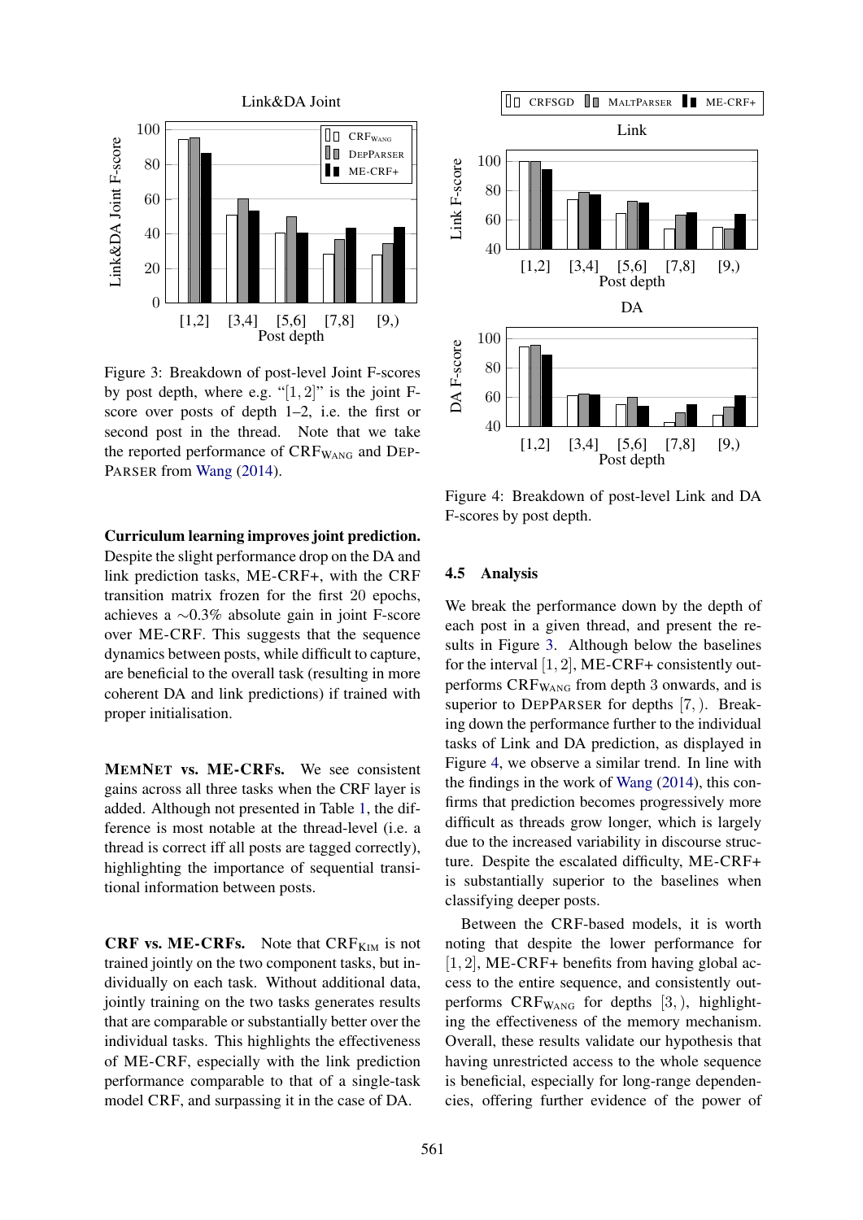Figure 3: Breakdown of post-level Joint F-scores by post depth, where e.g. "$[1, 2]$" is the joint F-score over posts of depth 1–2, i.e. the first or second post in the thread. Note that we take the reported performance of $\text{CRF}_{\text{WANG}}$ and DEPPARSER from Wang (2014).

**Curriculum learning improves joint prediction.** Despite the slight performance drop on the DA and link prediction tasks, ME-CRF+, with the CRF transition matrix frozen for the first 20 epochs, achieves a $\sim$0.3% absolute gain in joint F-score over ME-CRF. This suggests that the sequence dynamics between posts, while difficult to capture, are beneficial to the overall task (resulting in more coherent DA and link predictions) if trained with proper initialisation.

**MEMNET vs. ME-CRFs.** We see consistent gains across all three tasks when the CRF layer is added. Although not presented in Table 1, the difference is most notable at the thread-level (i.e. a thread is correct iff all posts are tagged correctly), highlighting the importance of sequential transitional information between posts.

**CRF vs. ME-CRFs.** Note that $\text{CRF}_{\text{KIM}}$ is not trained jointly on the two component tasks, but individually on each task. Without additional data, jointly training on the two tasks generates results that are comparable or substantially better over the individual tasks. This highlights the effectiveness of ME-CRF, especially with the link prediction performance comparable to that of a single-task model CRF, and surpassing it in the case of DA.

Figure 4: Breakdown of post-level Link and DA F-scores by post depth.

### 4.5 Analysis

We break the performance down by the depth of each post in a given thread, and present the results in Figure 3. Although below the baselines for the interval $[1, 2]$, ME-CRF+ consistently outperforms $\text{CRF}_{\text{WANG}}$ from depth 3 onwards, and is superior to DEPPARSER for depths $[7, )$. Breaking down the performance further to the individual tasks of Link and DA prediction, as displayed in Figure 4, we observe a similar trend. In line with the findings in the work of Wang (2014), this confirms that prediction becomes progressively more difficult as threads grow longer, which is largely due to the increased variability in discourse structure. Despite the escalated difficulty, ME-CRF+ is substantially superior to the baselines when classifying deeper posts.

Between the CRF-based models, it is worth noting that despite the lower performance for $[1, 2]$, ME-CRF+ benefits from having global access to the entire sequence, and consistently outperforms $\text{CRF}_{\text{WANG}}$ for depths $[3, )$, highlighting the effectiveness of the memory mechanism. Overall, these results validate our hypothesis that having unrestricted access to the whole sequence is beneficial, especially for long-range dependencies, offering further evidence of the power of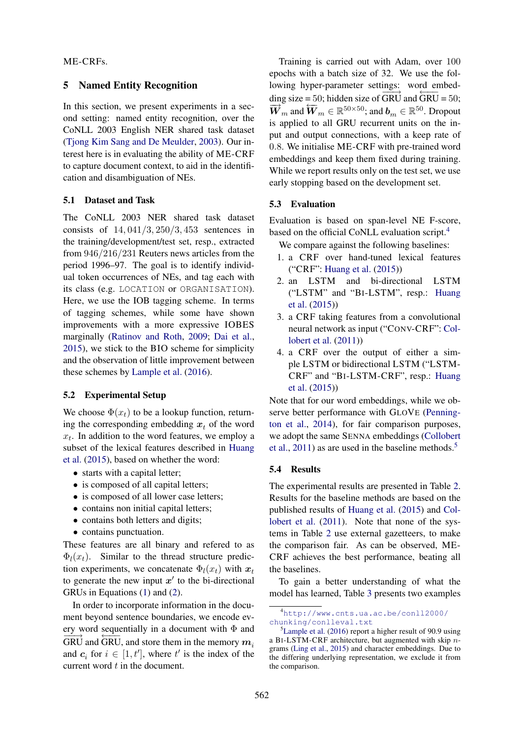ME-CRFs.

## 5 Named Entity Recognition

In this section, we present experiments in a second setting: named entity recognition, over the CoNLL 2003 English NER shared task dataset (Tjong Kim Sang and De Meulder, 2003). Our interest here is in evaluating the ability of ME-CRF to capture document context, to aid in the identification and disambiguation of NEs.

### 5.1 Dataset and Task

The CoNLL 2003 NER shared task dataset consists of $14,041/3,250/3,453$ sentences in the training/development/test set, resp., extracted from $946/216/231$ Reuters news articles from the period 1996–97. The goal is to identify individual token occurrences of NEs, and tag each with its class (e.g. LOCATION or ORGANISATION). Here, we use the IOB tagging scheme. In terms of tagging schemes, while some have shown improvements with a more expressive IOBES marginally (Ratinov and Roth, 2009; Dai et al., 2015), we stick to the BIO scheme for simplicity and the observation of little improvement between these schemes by Lample et al. (2016).

### 5.2 Experimental Setup

We choose $\Phi(x_t)$ to be a lookup function, returning the corresponding embedding $\boldsymbol{x}_t$ of the word $x_t$. In addition to the word features, we employ a subset of the lexical features described in Huang et al. (2015), based on whether the word:

- starts with a capital letter;
- is composed of all capital letters;
- is composed of all lower case letters;
- contains non initial capital letters;
- contains both letters and digits;
- contains punctuation.

These features are all binary and refered to as $\Phi_l(x_t)$. Similar to the thread structure prediction experiments, we concatenate $\Phi_l(x_t)$ with $\boldsymbol{x}_t$ to generate the new input $\boldsymbol{x}'$ to the bi-directional GRUs in Equations (1) and (2).

In order to incorporate information in the document beyond sentence boundaries, we encode every word sequentially in a document with $\Phi$ and $\overrightarrow{\text{GRU}}$ and $\overleftarrow{\text{GRU}}$, and store them in the memory $\boldsymbol{m}_i$ and $\boldsymbol{c}_i$ for $i \in [1, t']$, where $t'$ is the index of the current word $t$ in the document.

Training is carried out with Adam, over 100 epochs with a batch size of 32. We use the following hyper-parameter settings: word embedding size = 50; hidden size of $\overrightarrow{\text{GRU}}$ and $\overleftarrow{\text{GRU}}$ = 50; $\overrightarrow{\boldsymbol{W}}_m$ and $\overleftarrow{\boldsymbol{W}}_m \in \mathbb{R}^{50\times 50}$; and $\boldsymbol{b}_m \in \mathbb{R}^{50}$. Dropout is applied to all GRU recurrent units on the input and output connections, with a keep rate of $0.8$. We initialise ME-CRF with pre-trained word embeddings and keep them fixed during training. While we report results only on the test set, we use early stopping based on the development set.

### 5.3 Evaluation

Evaluation is based on span-level NE F-score, based on the official CoNLL evaluation script.[4]

We compare against the following baselines:

1. a CRF over hand-tuned lexical features ("CRF": Huang et al. (2015))
2. an LSTM and bi-directional LSTM ("LSTM" and "BI-LSTM", resp.: Huang et al. (2015))
3. a CRF taking features from a convolutional neural network as input ("CONV-CRF": Collobert et al. (2011))
4. a CRF over the output of either a simple LSTM or bidirectional LSTM ("LSTM-CRF" and "BI-LSTM-CRF", resp.: Huang et al. (2015))

Note that for our word embeddings, while we observe better performance with GLOVE (Pennington et al., 2014), for fair comparison purposes, we adopt the same SENNA embeddings (Collobert et al., 2011) as are used in the baseline methods.[5]

### 5.4 Results

The experimental results are presented in Table 2. Results for the baseline methods are based on the published results of Huang et al. (2015) and Collobert et al. (2011). Note that none of the systems in Table 2 use external gazetteers, to make the comparison fair. As can be observed, ME-CRF achieves the best performance, beating all the baselines.

To gain a better understanding of what the model has learned, Table 3 presents two examples

[4] http://www.cnts.ua.ac.be/conll2000/chunking/conlleval.txt

[5] Lample et al. (2016) report a higher result of 90.9 using a BI-LSTM-CRF architecture, but augmented with skip $n$-grams (Ling et al., 2015) and character embeddings. Due to the differing underlying representation, we exclude it from the comparison.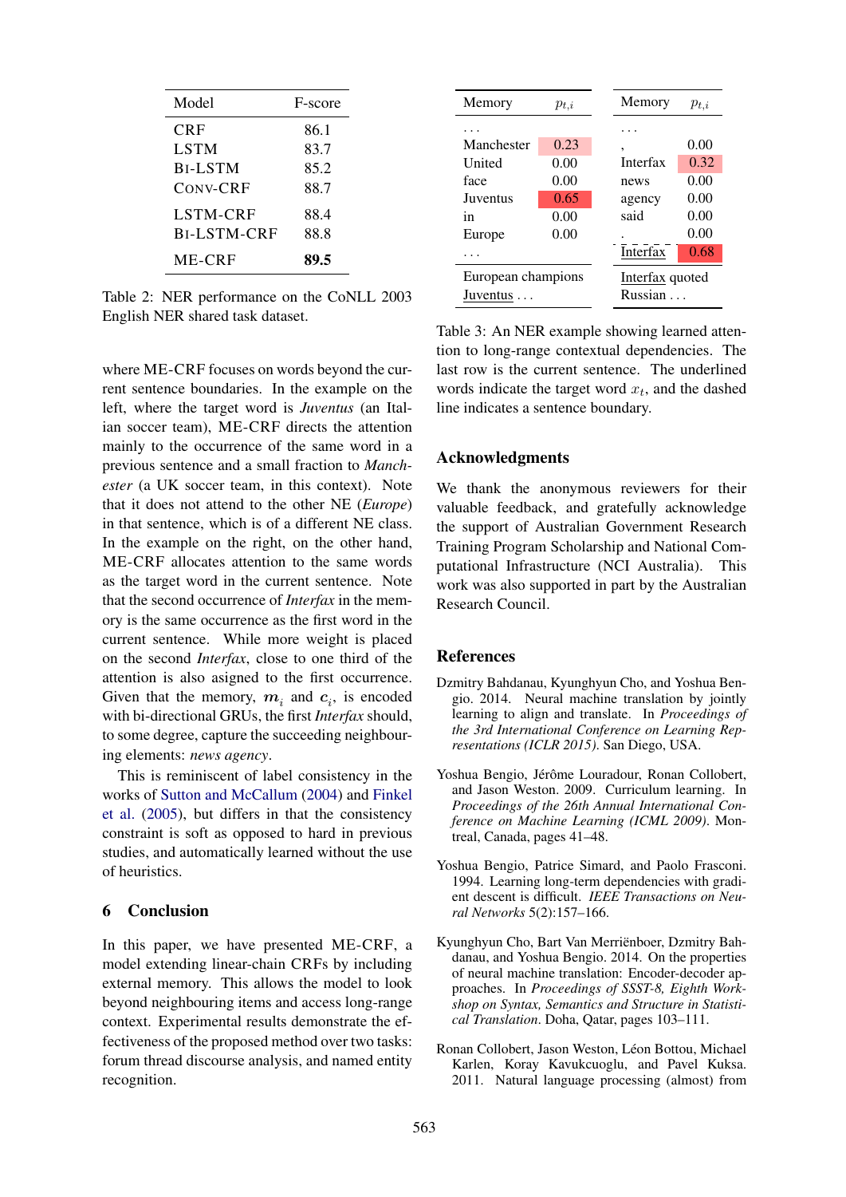| Model | F-score |
|---|---|
| CRF | 86.1 |
| LSTM | 83.7 |
| BI-LSTM | 85.2 |
| CONV-CRF | 88.7 |
| LSTM-CRF | 88.4 |
| BI-LSTM-CRF | 88.8 |
| ME-CRF | **89.5** |

Table 2: NER performance on the CoNLL 2003 English NER shared task dataset.

where ME-CRF focuses on words beyond the current sentence boundaries. In the example on the left, where the target word is *Juventus* (an Italian soccer team), ME-CRF directs the attention mainly to the occurrence of the same word in a previous sentence and a small fraction to *Manchester* (a UK soccer team, in this context). Note that it does not attend to the other NE (*Europe*) in that sentence, which is of a different NE class. In the example on the right, on the other hand, ME-CRF allocates attention to the same words as the target word in the current sentence. Note that the second occurrence of *Interfax* in the memory is the same occurrence as the first word in the current sentence. While more weight is placed on the second *Interfax*, close to one third of the attention is also asigned to the first occurrence. Given that the memory, $\boldsymbol{m}_i$ and $\boldsymbol{c}_i$, is encoded with bi-directional GRUs, the first *Interfax* should, to some degree, capture the succeeding neighbouring elements: *news agency*.

This is reminiscent of label consistency in the works of Sutton and McCallum (2004) and Finkel et al. (2005), but differs in that the consistency constraint is soft as opposed to hard in previous studies, and automatically learned without the use of heuristics.

## 6 Conclusion

In this paper, we have presented ME-CRF, a model extending linear-chain CRFs by including external memory. This allows the model to look beyond neighbouring items and access long-range context. Experimental results demonstrate the effectiveness of the proposed method over two tasks: forum thread discourse analysis, and named entity recognition.

| Memory | $p_{t,i}$ | Memory | $p_{t,i}$ |
|---|---|---|---|
| ... | | ... | |
| Manchester | 0.23 | , | 0.00 |
| United | 0.00 | Interfax | 0.32 |
| face | 0.00 | news | 0.00 |
| Juventus | 0.65 | agency | 0.00 |
| in | 0.00 | said | 0.00 |
| Europe | 0.00 | . | 0.00 |
| ... | | Interfax | 0.68 |
| European champions Juventus ... | | Interfax quoted Russian ... | |

Table 3: An NER example showing learned attention to long-range contextual dependencies. The last row is the current sentence. The underlined words indicate the target word $x_t$, and the dashed line indicates a sentence boundary.

## Acknowledgments

We thank the anonymous reviewers for their valuable feedback, and gratefully acknowledge the support of Australian Government Research Training Program Scholarship and National Computational Infrastructure (NCI Australia). This work was also supported in part by the Australian Research Council.

## References

Dzmitry Bahdanau, Kyunghyun Cho, and Yoshua Bengio. 2014. Neural machine translation by jointly learning to align and translate. In *Proceedings of the 3rd International Conference on Learning Representations (ICLR 2015)*. San Diego, USA.

Yoshua Bengio, Jérôme Louradour, Ronan Collobert, and Jason Weston. 2009. Curriculum learning. In *Proceedings of the 26th Annual International Conference on Machine Learning (ICML 2009)*. Montreal, Canada, pages 41–48.

Yoshua Bengio, Patrice Simard, and Paolo Frasconi. 1994. Learning long-term dependencies with gradient descent is difficult. *IEEE Transactions on Neural Networks* 5(2):157–166.

Kyunghyun Cho, Bart Van Merriënboer, Dzmitry Bahdanau, and Yoshua Bengio. 2014. On the properties of neural machine translation: Encoder-decoder approaches. In *Proceedings of SSST-8, Eighth Workshop on Syntax, Semantics and Structure in Statistical Translation*. Doha, Qatar, pages 103–111.

Ronan Collobert, Jason Weston, Léon Bottou, Michael Karlen, Koray Kavukcuoglu, and Pavel Kuksa. 2011. Natural language processing (almost) from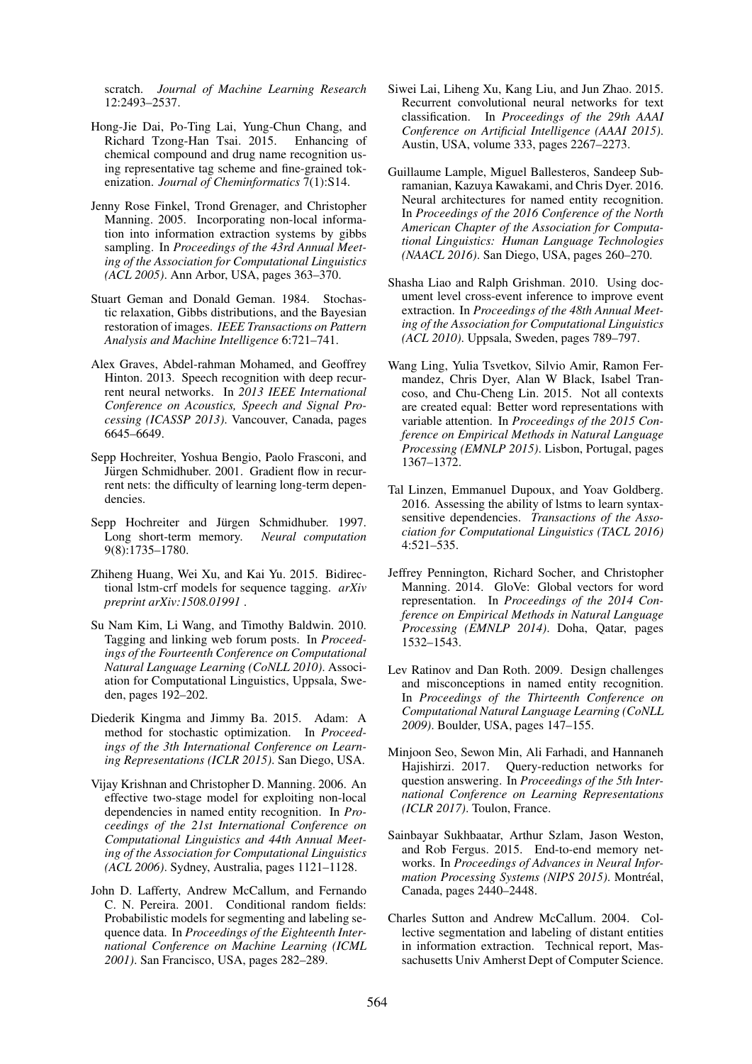scratch. *Journal of Machine Learning Research* 12:2493–2537.

Hong-Jie Dai, Po-Ting Lai, Yung-Chun Chang, and Richard Tzong-Han Tsai. 2015. Enhancing of chemical compound and drug name recognition using representative tag scheme and fine-grained tokenization. *Journal of Cheminformatics* 7(1):S14.

Jenny Rose Finkel, Trond Grenager, and Christopher Manning. 2005. Incorporating non-local information into information extraction systems by gibbs sampling. In *Proceedings of the 43rd Annual Meeting of the Association for Computational Linguistics (ACL 2005)*. Ann Arbor, USA, pages 363–370.

Stuart Geman and Donald Geman. 1984. Stochastic relaxation, Gibbs distributions, and the Bayesian restoration of images. *IEEE Transactions on Pattern Analysis and Machine Intelligence* 6:721–741.

Alex Graves, Abdel-rahman Mohamed, and Geoffrey Hinton. 2013. Speech recognition with deep recurrent neural networks. In *2013 IEEE International Conference on Acoustics, Speech and Signal Processing (ICASSP 2013)*. Vancouver, Canada, pages 6645–6649.

Sepp Hochreiter, Yoshua Bengio, Paolo Frasconi, and Jürgen Schmidhuber. 2001. Gradient flow in recurrent nets: the difficulty of learning long-term dependencies.

Sepp Hochreiter and Jürgen Schmidhuber. 1997. Long short-term memory. *Neural computation* 9(8):1735–1780.

Zhiheng Huang, Wei Xu, and Kai Yu. 2015. Bidirectional lstm-crf models for sequence tagging. *arXiv preprint arXiv:1508.01991* .

Su Nam Kim, Li Wang, and Timothy Baldwin. 2010. Tagging and linking web forum posts. In *Proceedings of the Fourteenth Conference on Computational Natural Language Learning (CoNLL 2010)*. Association for Computational Linguistics, Uppsala, Sweden, pages 192–202.

Diederik Kingma and Jimmy Ba. 2015. Adam: A method for stochastic optimization. In *Proceedings of the 3th International Conference on Learning Representations (ICLR 2015)*. San Diego, USA.

Vijay Krishnan and Christopher D. Manning. 2006. An effective two-stage model for exploiting non-local dependencies in named entity recognition. In *Proceedings of the 21st International Conference on Computational Linguistics and 44th Annual Meeting of the Association for Computational Linguistics (ACL 2006)*. Sydney, Australia, pages 1121–1128.

John D. Lafferty, Andrew McCallum, and Fernando C. N. Pereira. 2001. Conditional random fields: Probabilistic models for segmenting and labeling sequence data. In *Proceedings of the Eighteenth International Conference on Machine Learning (ICML 2001)*. San Francisco, USA, pages 282–289.

Siwei Lai, Liheng Xu, Kang Liu, and Jun Zhao. 2015. Recurrent convolutional neural networks for text classification. In *Proceedings of the 29th AAAI Conference on Artificial Intelligence (AAAI 2015)*. Austin, USA, volume 333, pages 2267–2273.

Guillaume Lample, Miguel Ballesteros, Sandeep Subramanian, Kazuya Kawakami, and Chris Dyer. 2016. Neural architectures for named entity recognition. In *Proceedings of the 2016 Conference of the North American Chapter of the Association for Computational Linguistics: Human Language Technologies (NAACL 2016)*. San Diego, USA, pages 260–270.

Shasha Liao and Ralph Grishman. 2010. Using document level cross-event inference to improve event extraction. In *Proceedings of the 48th Annual Meeting of the Association for Computational Linguistics (ACL 2010)*. Uppsala, Sweden, pages 789–797.

Wang Ling, Yulia Tsvetkov, Silvio Amir, Ramon Fermandez, Chris Dyer, Alan W Black, Isabel Trancoso, and Chu-Cheng Lin. 2015. Not all contexts are created equal: Better word representations with variable attention. In *Proceedings of the 2015 Conference on Empirical Methods in Natural Language Processing (EMNLP 2015)*. Lisbon, Portugal, pages 1367–1372.

Tal Linzen, Emmanuel Dupoux, and Yoav Goldberg. 2016. Assessing the ability of lstms to learn syntax-sensitive dependencies. *Transactions of the Association for Computational Linguistics (TACL 2016)* 4:521–535.

Jeffrey Pennington, Richard Socher, and Christopher Manning. 2014. GloVe: Global vectors for word representation. In *Proceedings of the 2014 Conference on Empirical Methods in Natural Language Processing (EMNLP 2014)*. Doha, Qatar, pages 1532–1543.

Lev Ratinov and Dan Roth. 2009. Design challenges and misconceptions in named entity recognition. In *Proceedings of the Thirteenth Conference on Computational Natural Language Learning (CoNLL 2009)*. Boulder, USA, pages 147–155.

Minjoon Seo, Sewon Min, Ali Farhadi, and Hannaneh Hajishirzi. 2017. Query-reduction networks for question answering. In *Proceedings of the 5th International Conference on Learning Representations (ICLR 2017)*. Toulon, France.

Sainbayar Sukhbaatar, Arthur Szlam, Jason Weston, and Rob Fergus. 2015. End-to-end memory networks. In *Proceedings of Advances in Neural Information Processing Systems (NIPS 2015)*. Montréal, Canada, pages 2440–2448.

Charles Sutton and Andrew McCallum. 2004. Collective segmentation and labeling of distant entities in information extraction. Technical report, Massachusetts Univ Amherst Dept of Computer Science.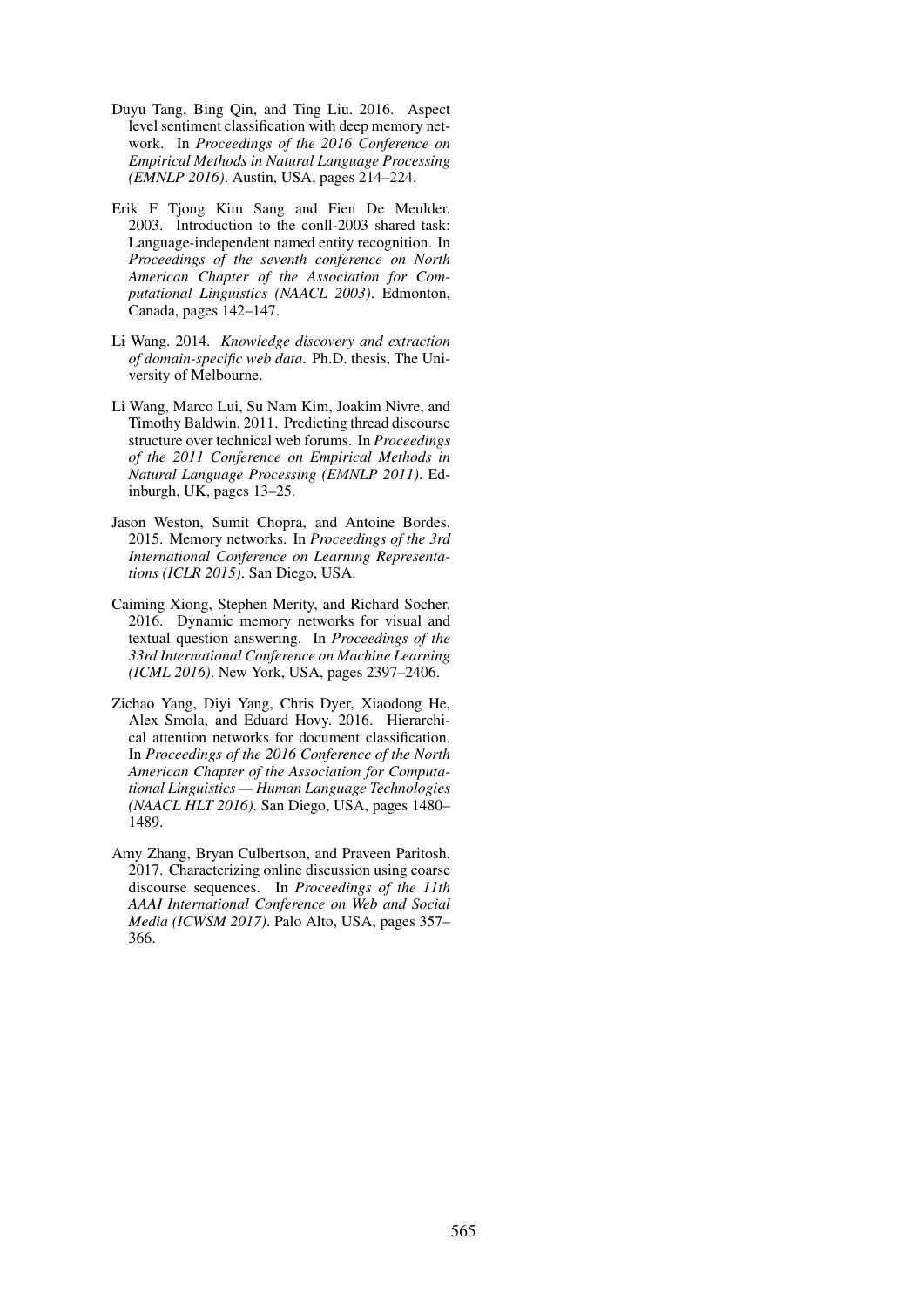Duyu Tang, Bing Qin, and Ting Liu. 2016. Aspect level sentiment classification with deep memory network. In *Proceedings of the 2016 Conference on Empirical Methods in Natural Language Processing (EMNLP 2016)*. Austin, USA, pages 214–224.

Erik F Tjong Kim Sang and Fien De Meulder. 2003. Introduction to the conll-2003 shared task: Language-independent named entity recognition. In *Proceedings of the seventh conference on North American Chapter of the Association for Computational Linguistics (NAACL 2003)*. Edmonton, Canada, pages 142–147.

Li Wang. 2014. *Knowledge discovery and extraction of domain-specific web data*. Ph.D. thesis, The University of Melbourne.

Li Wang, Marco Lui, Su Nam Kim, Joakim Nivre, and Timothy Baldwin. 2011. Predicting thread discourse structure over technical web forums. In *Proceedings of the 2011 Conference on Empirical Methods in Natural Language Processing (EMNLP 2011)*. Edinburgh, UK, pages 13–25.

Jason Weston, Sumit Chopra, and Antoine Bordes. 2015. Memory networks. In *Proceedings of the 3rd International Conference on Learning Representations (ICLR 2015)*. San Diego, USA.

Caiming Xiong, Stephen Merity, and Richard Socher. 2016. Dynamic memory networks for visual and textual question answering. In *Proceedings of the 33rd International Conference on Machine Learning (ICML 2016)*. New York, USA, pages 2397–2406.

Zichao Yang, Diyi Yang, Chris Dyer, Xiaodong He, Alex Smola, and Eduard Hovy. 2016. Hierarchical attention networks for document classification. In *Proceedings of the 2016 Conference of the North American Chapter of the Association for Computational Linguistics — Human Language Technologies (NAACL HLT 2016)*. San Diego, USA, pages 1480–1489.

Amy Zhang, Bryan Culbertson, and Praveen Paritosh. 2017. Characterizing online discussion using coarse discourse sequences. In *Proceedings of the 11th AAAI International Conference on Web and Social Media (ICWSM 2017)*. Palo Alto, USA, pages 357–366.